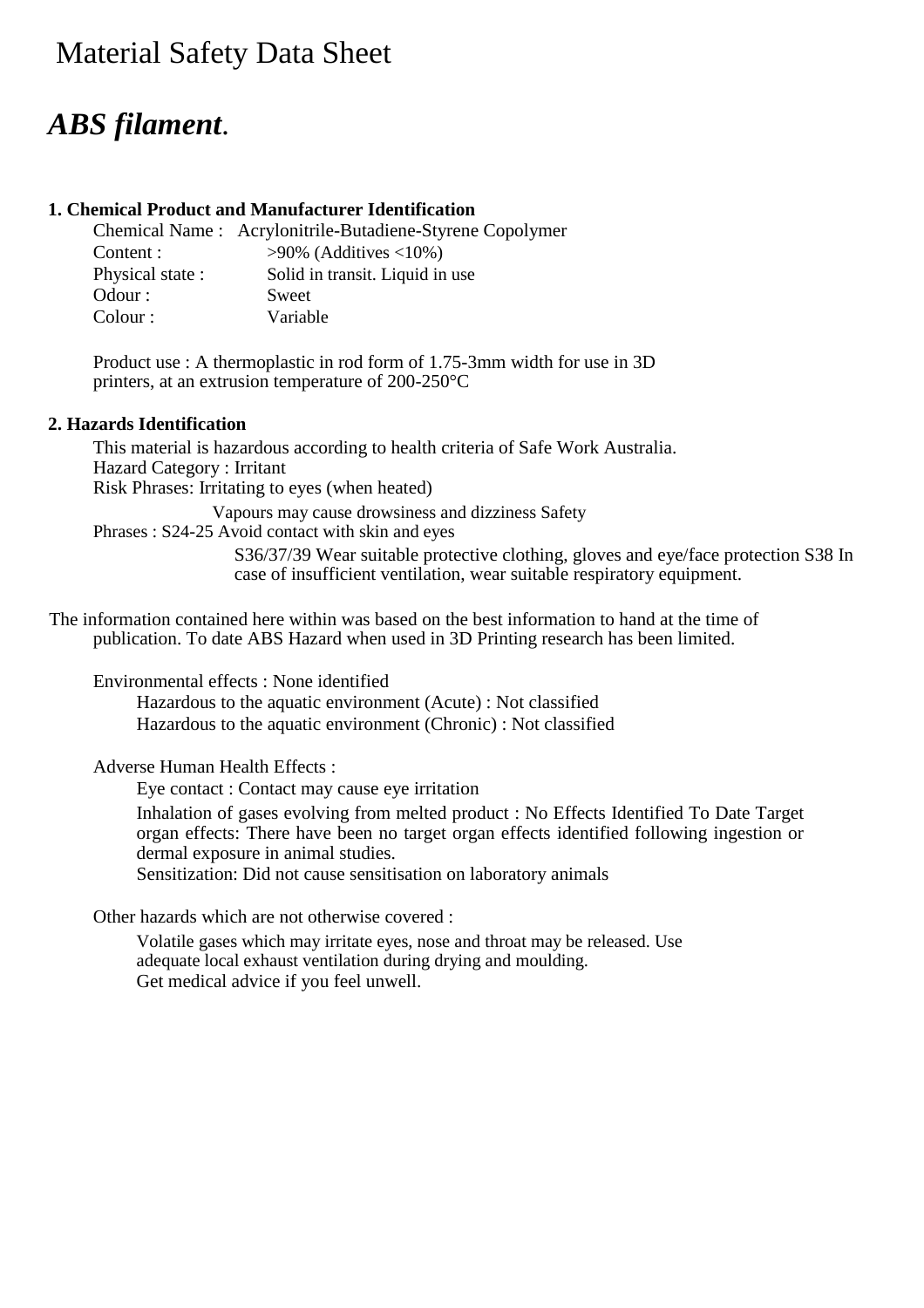# Material Safety Data Sheet

## *ABS filament.*

**1. Chemical Product and Manufacturer Identification**

Chemical Name : Acrylonitrile-Butadiene-Styrene Copolymer
Content : >90% (Additives <10%)
Physical state : Solid in transit. Liquid in use
Odour : Sweet
Colour : Variable

Product use : A thermoplastic in rod form of 1.75-3mm width for use in 3D printers, at an extrusion temperature of 200-250°C

**2. Hazards Identification**

This material is hazardous according to health criteria of Safe Work Australia.
Hazard Category : Irritant
Risk Phrases: Irritating to eyes (when heated)

Vapours may cause drowsiness and dizziness Safety
Phrases : S24-25 Avoid contact with skin and eyes

S36/37/39 Wear suitable protective clothing, gloves and eye/face protection S38 In case of insufficient ventilation, wear suitable respiratory equipment.

The information contained here within was based on the best information to hand at the time of publication. To date ABS Hazard when used in 3D Printing research has been limited.

Environmental effects : None identified
Hazardous to the aquatic environment (Acute) : Not classified
Hazardous to the aquatic environment (Chronic) : Not classified

Adverse Human Health Effects :
Eye contact : Contact may cause eye irritation

Inhalation of gases evolving from melted product : No Effects Identified To Date Target organ effects: There have been no target organ effects identified following ingestion or dermal exposure in animal studies.
Sensitization: Did not cause sensitisation on laboratory animals

Other hazards which are not otherwise covered :

Volatile gases which may irritate eyes, nose and throat may be released. Use adequate local exhaust ventilation during drying and moulding.
Get medical advice if you feel unwell.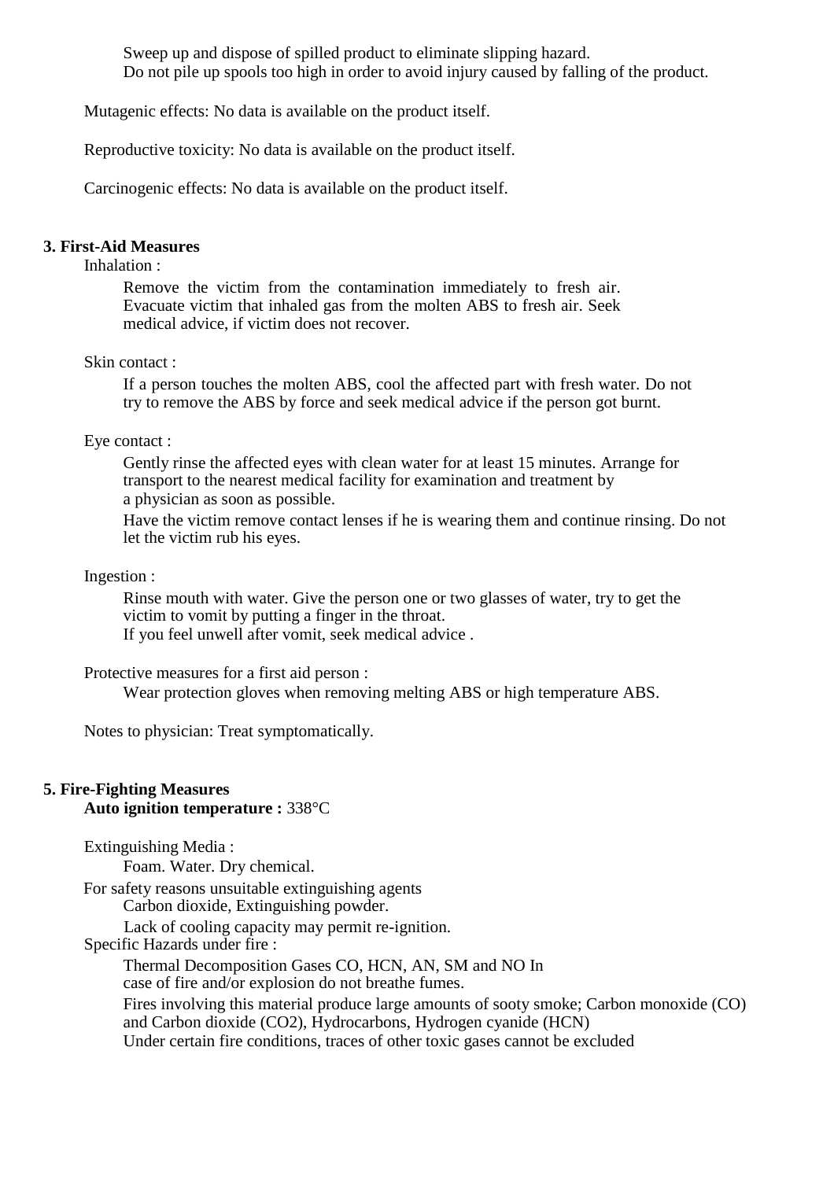Sweep up and dispose of spilled product to eliminate slipping hazard.
Do not pile up spools too high in order to avoid injury caused by falling of the product.

Mutagenic effects: No data is available on the product itself.

Reproductive toxicity: No data is available on the product itself.

Carcinogenic effects: No data is available on the product itself.

## 3. First-Aid Measures

Inhalation :

Remove the victim from the contamination immediately to fresh air. Evacuate victim that inhaled gas from the molten ABS to fresh air. Seek medical advice, if victim does not recover.

Skin contact :

If a person touches the molten ABS, cool the affected part with fresh water. Do not try to remove the ABS by force and seek medical advice if the person got burnt.

Eye contact :

Gently rinse the affected eyes with clean water for at least 15 minutes. Arrange for transport to the nearest medical facility for examination and treatment by a physician as soon as possible.

Have the victim remove contact lenses if he is wearing them and continue rinsing. Do not let the victim rub his eyes.

Ingestion :

Rinse mouth with water. Give the person one or two glasses of water, try to get the victim to vomit by putting a finger in the throat.
If you feel unwell after vomit, seek medical advice .

Protective measures for a first aid person :

Wear protection gloves when removing melting ABS or high temperature ABS.

Notes to physician: Treat symptomatically.

## 5. Fire-Fighting Measures

**Auto ignition temperature :** 338°C

Extinguishing Media :

Foam. Water. Dry chemical.

For safety reasons unsuitable extinguishing agents

Carbon dioxide, Extinguishing powder.

Lack of cooling capacity may permit re-ignition.

Specific Hazards under fire :

Thermal Decomposition Gases CO, HCN, AN, SM and NO In case of fire and/or explosion do not breathe fumes.

Fires involving this material produce large amounts of sooty smoke; Carbon monoxide (CO) and Carbon dioxide ($CO_2$), Hydrocarbons, Hydrogen cyanide (HCN)

Under certain fire conditions, traces of other toxic gases cannot be excluded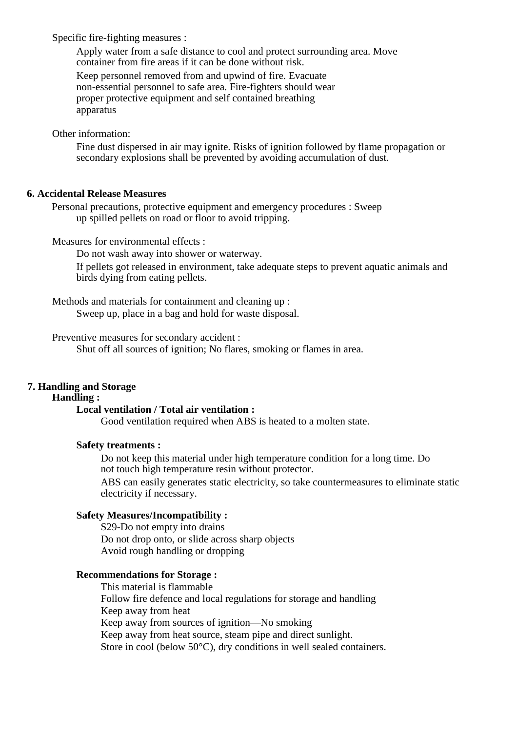Specific fire-fighting measures :

Apply water from a safe distance to cool and protect surrounding area. Move container from fire areas if it can be done without risk.

Keep personnel removed from and upwind of fire. Evacuate non-essential personnel to safe area. Fire-fighters should wear proper protective equipment and self contained breathing apparatus

Other information:

Fine dust dispersed in air may ignite. Risks of ignition followed by flame propagation or secondary explosions shall be prevented by avoiding accumulation of dust.

## 6. Accidental Release Measures

Personal precautions, protective equipment and emergency procedures : Sweep up spilled pellets on road or floor to avoid tripping.

Measures for environmental effects :

Do not wash away into shower or waterway.

If pellets got released in environment, take adequate steps to prevent aquatic animals and birds dying from eating pellets.

Methods and materials for containment and cleaning up :

Sweep up, place in a bag and hold for waste disposal.

Preventive measures for secondary accident :

Shut off all sources of ignition; No flares, smoking or flames in area.

## 7. Handling and Storage

**Handling :**

**Local ventilation / Total air ventilation :**

Good ventilation required when ABS is heated to a molten state.

**Safety treatments :**

Do not keep this material under high temperature condition for a long time. Do not touch high temperature resin without protector.

ABS can easily generates static electricity, so take countermeasures to eliminate static electricity if necessary.

**Safety Measures/Incompatibility :**

S29-Do not empty into drains
Do not drop onto, or slide across sharp objects
Avoid rough handling or dropping

**Recommendations for Storage :**

This material is flammable
Follow fire defence and local regulations for storage and handling
Keep away from heat
Keep away from sources of ignition—No smoking
Keep away from heat source, steam pipe and direct sunlight.
Store in cool (below 50°C), dry conditions in well sealed containers.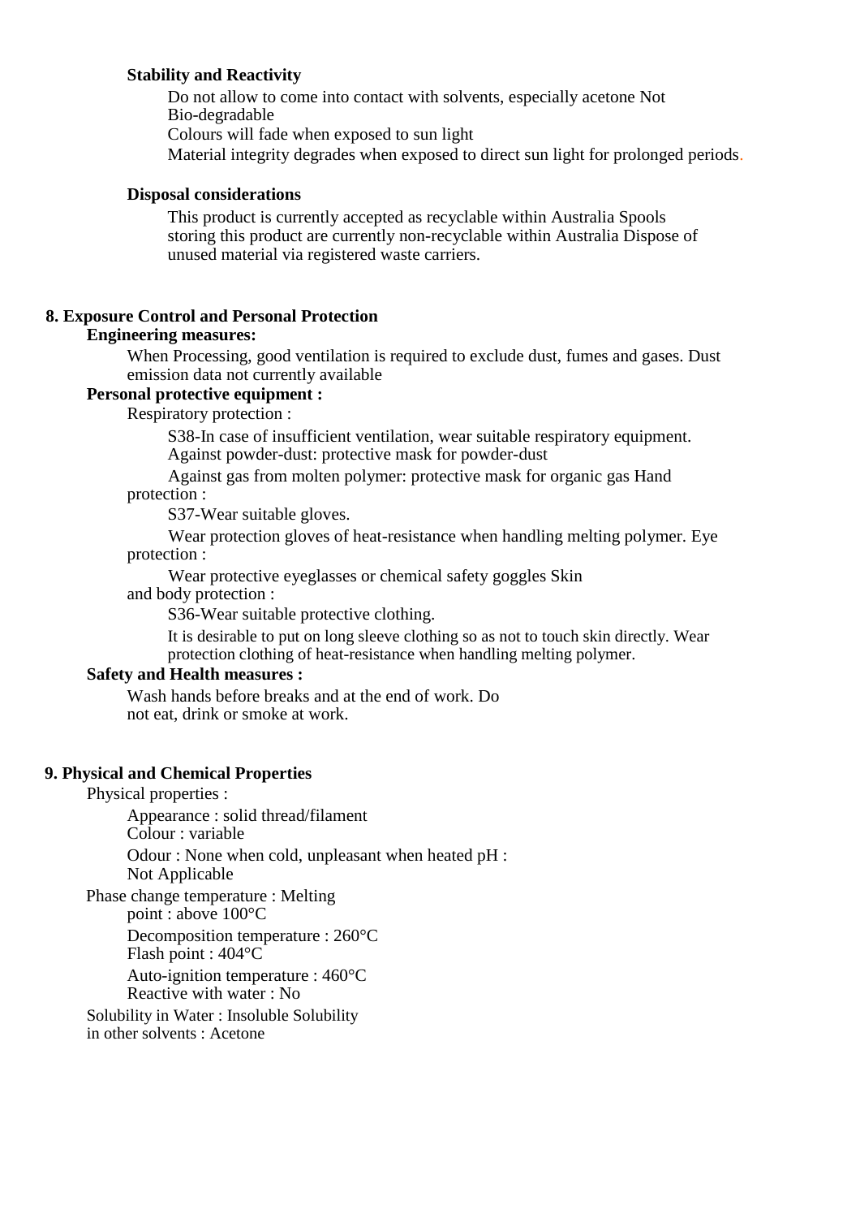**Stability and Reactivity**

Do not allow to come into contact with solvents, especially acetone Not Bio-degradable

Colours will fade when exposed to sun light

Material integrity degrades when exposed to direct sun light for prolonged periods.

**Disposal considerations**

This product is currently accepted as recyclable within Australia Spools storing this product are currently non-recyclable within Australia Dispose of unused material via registered waste carriers.

## 8. Exposure Control and Personal Protection

**Engineering measures:**

When Processing, good ventilation is required to exclude dust, fumes and gases. Dust emission data not currently available

**Personal protective equipment :**

Respiratory protection :

S38-In case of insufficient ventilation, wear suitable respiratory equipment.
Against powder-dust: protective mask for powder-dust

Against gas from molten polymer: protective mask for organic gas Hand protection :

S37-Wear suitable gloves.

Wear protection gloves of heat-resistance when handling melting polymer. Eye protection :

Wear protective eyeglasses or chemical safety goggles Skin and body protection :

S36-Wear suitable protective clothing.

It is desirable to put on long sleeve clothing so as not to touch skin directly. Wear protection clothing of heat-resistance when handling melting polymer.

**Safety and Health measures :**

Wash hands before breaks and at the end of work. Do not eat, drink or smoke at work.

## 9. Physical and Chemical Properties

Physical properties :

Appearance : solid thread/filament
Colour : variable

Odour : None when cold, unpleasant when heated pH : Not Applicable

Phase change temperature : Melting point : above 100°C

Decomposition temperature : 260°C
Flash point : 404°C

Auto-ignition temperature : 460°C
Reactive with water : No

Solubility in Water : Insoluble Solubility in other solvents : Acetone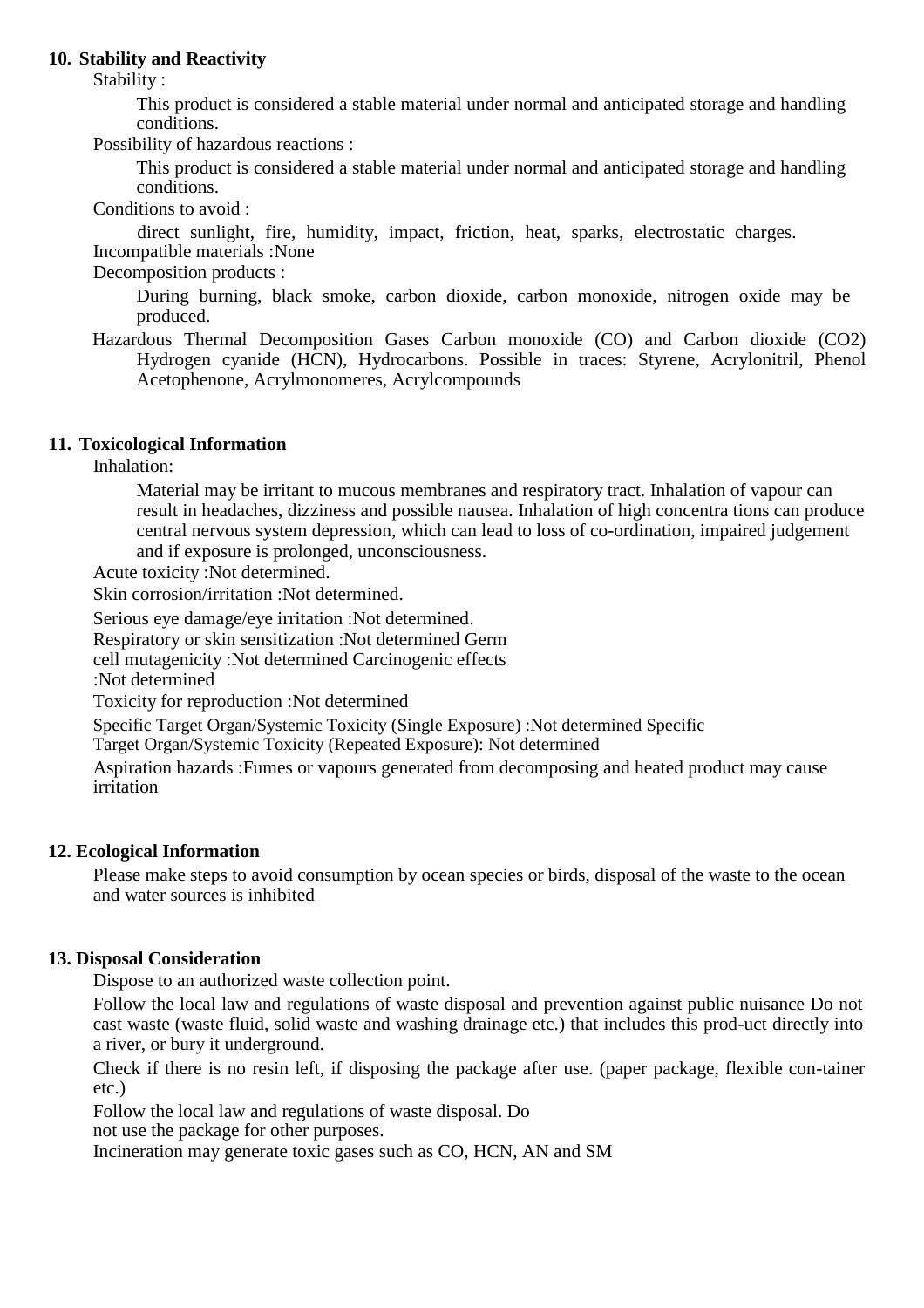## 10. Stability and Reactivity

Stability :

This product is considered a stable material under normal and anticipated storage and handling conditions.

Possibility of hazardous reactions :

This product is considered a stable material under normal and anticipated storage and handling conditions.

Conditions to avoid :

direct sunlight, fire, humidity, impact, friction, heat, sparks, electrostatic charges.

Incompatible materials :None

Decomposition products :

During burning, black smoke, carbon dioxide, carbon monoxide, nitrogen oxide may be produced.

Hazardous Thermal Decomposition Gases Carbon monoxide (CO) and Carbon dioxide ($CO_2$) Hydrogen cyanide (HCN), Hydrocarbons. Possible in traces: Styrene, Acrylonitril, Phenol Acetophenone, Acrylmonomeres, Acrylcompounds

## 11. Toxicological Information

Inhalation:

Material may be irritant to mucous membranes and respiratory tract. Inhalation of vapour can result in headaches, dizziness and possible nausea. Inhalation of high concentra tions can produce central nervous system depression, which can lead to loss of co-ordination, impaired judgement and if exposure is prolonged, unconsciousness.

Acute toxicity :Not determined.

Skin corrosion/irritation :Not determined.

Serious eye damage/eye irritation :Not determined.

Respiratory or skin sensitization :Not determined Germ cell mutagenicity :Not determined Carcinogenic effects :Not determined

Toxicity for reproduction :Not determined

Specific Target Organ/Systemic Toxicity (Single Exposure) :Not determined Specific Target Organ/Systemic Toxicity (Repeated Exposure): Not determined

Aspiration hazards :Fumes or vapours generated from decomposing and heated product may cause irritation

## 12. Ecological Information

Please make steps to avoid consumption by ocean species or birds, disposal of the waste to the ocean and water sources is inhibited

## 13. Disposal Consideration

Dispose to an authorized waste collection point.

Follow the local law and regulations of waste disposal and prevention against public nuisance Do not cast waste (waste fluid, solid waste and washing drainage etc.) that includes this prod-uct directly into a river, or bury it underground.

Check if there is no resin left, if disposing the package after use. (paper package, flexible con-tainer etc.)

Follow the local law and regulations of waste disposal. Do not use the package for other purposes.

Incineration may generate toxic gases such as CO, HCN, AN and SM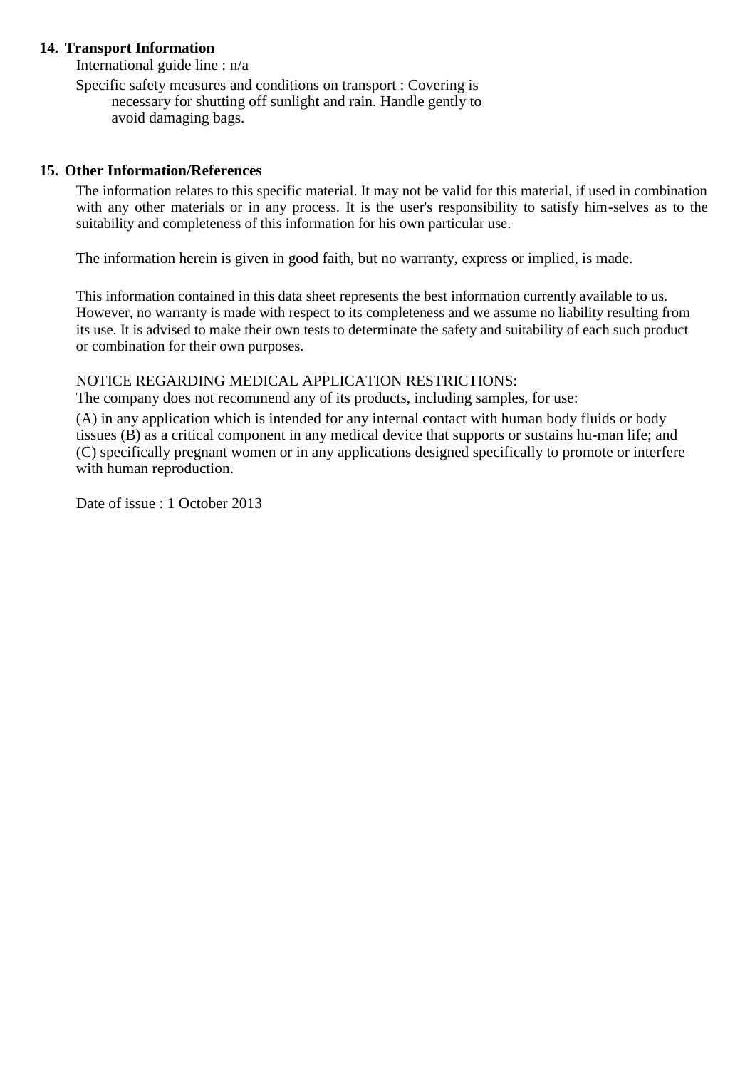## 14. Transport Information

International guide line : n/a

Specific safety measures and conditions on transport : Covering is necessary for shutting off sunlight and rain. Handle gently to avoid damaging bags.

## 15. Other Information/References

The information relates to this specific material. It may not be valid for this material, if used in combination with any other materials or in any process. It is the user's responsibility to satisfy him-selves as to the suitability and completeness of this information for his own particular use.

The information herein is given in good faith, but no warranty, express or implied, is made.

This information contained in this data sheet represents the best information currently available to us. However, no warranty is made with respect to its completeness and we assume no liability resulting from its use. It is advised to make their own tests to determinate the safety and suitability of each such product or combination for their own purposes.

NOTICE REGARDING MEDICAL APPLICATION RESTRICTIONS:
The company does not recommend any of its products, including samples, for use:

(A) in any application which is intended for any internal contact with human body fluids or body tissues (B) as a critical component in any medical device that supports or sustains hu-man life; and (C) specifically pregnant women or in any applications designed specifically to promote or interfere with human reproduction.

Date of issue : 1 October 2013